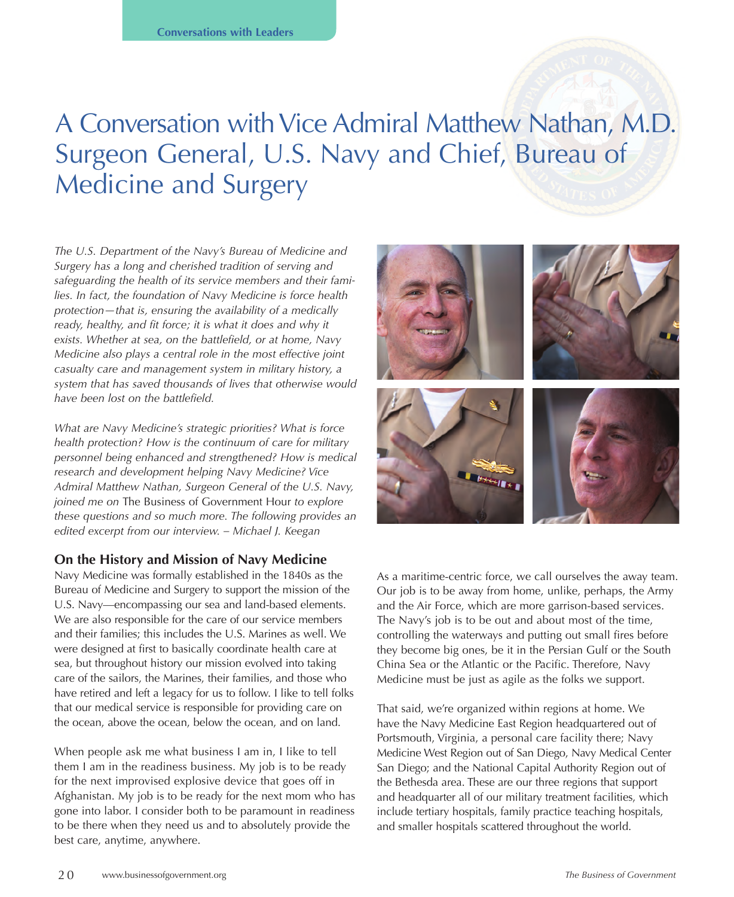Conversations with Leaders

# A Conversation with Vice Admiral Matthew Nathan, M.D. Surgeon General, U.S. Navy and Chief, Bureau of Medicine and Surgery

*The U.S. Department of the Navy's Bureau of Medicine and Surgery has a long and cherished tradition of serving and safeguarding the health of its service members and their families. In fact, the foundation of Navy Medicine is force health protection—that is, ensuring the availability of a medically ready, healthy, and fit force; it is what it does and why it exists. Whether at sea, on the battlefield, or at home, Navy Medicine also plays a central role in the most effective joint casualty care and management system in military history, a system that has saved thousands of lives that otherwise would have been lost on the battlefield.*

*What are Navy Medicine's strategic priorities? What is force health protection? How is the continuum of care for military personnel being enhanced and strengthened? How is medical research and development helping Navy Medicine? Vice Admiral Matthew Nathan, Surgeon General of the U.S. Navy, joined me on* The Business of Government Hour *to explore these questions and so much more. The following provides an edited excerpt from our interview. – Michael J. Keegan*

## On the History and Mission of Navy Medicine

Navy Medicine was formally established in the 1840s as the Bureau of Medicine and Surgery to support the mission of the U.S. Navy—encompassing our sea and land-based elements. We are also responsible for the care of our service members and their families; this includes the U.S. Marines as well. We were designed at first to basically coordinate health care at sea, but throughout history our mission evolved into taking care of the sailors, the Marines, their families, and those who have retired and left a legacy for us to follow. I like to tell folks that our medical service is responsible for providing care on the ocean, above the ocean, below the ocean, and on land.

When people ask me what business I am in, I like to tell them I am in the readiness business. My job is to be ready for the next improvised explosive device that goes off in Afghanistan. My job is to be ready for the next mom who has gone into labor. I consider both to be paramount in readiness to be there when they need us and to absolutely provide the best care, anytime, anywhere.

As a maritime-centric force, we call ourselves the away team. Our job is to be away from home, unlike, perhaps, the Army and the Air Force, which are more garrison-based services. The Navy's job is to be out and about most of the time, controlling the waterways and putting out small fires before they become big ones, be it in the Persian Gulf or the South China Sea or the Atlantic or the Pacific. Therefore, Navy Medicine must be just as agile as the folks we support.

That said, we're organized within regions at home. We have the Navy Medicine East Region headquartered out of Portsmouth, Virginia, a personal care facility there; Navy Medicine West Region out of San Diego, Navy Medical Center San Diego; and the National Capital Authority Region out of the Bethesda area. These are our three regions that support and headquarter all of our military treatment facilities, which include tertiary hospitals, family practice teaching hospitals, and smaller hospitals scattered throughout the world.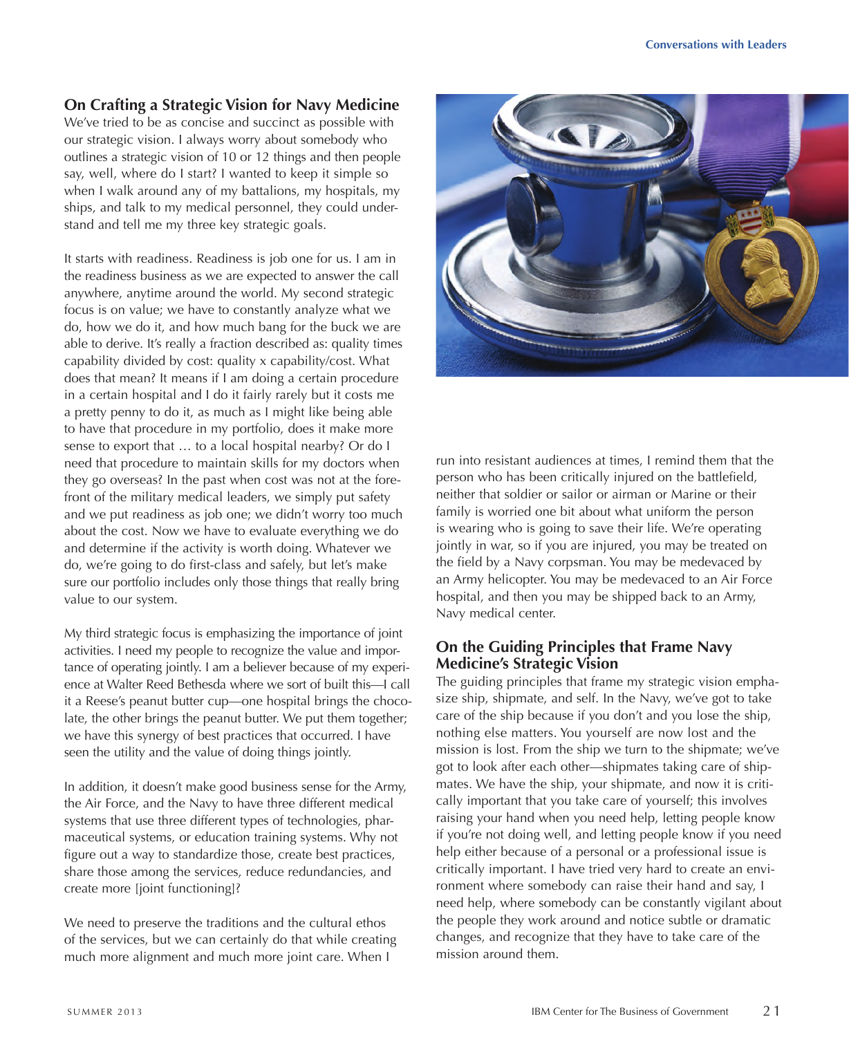## On Crafting a Strategic Vision for Navy Medicine

We've tried to be as concise and succinct as possible with our strategic vision. I always worry about somebody who outlines a strategic vision of 10 or 12 things and then people say, well, where do I start? I wanted to keep it simple so when I walk around any of my battalions, my hospitals, my ships, and talk to my medical personnel, they could understand and tell me my three key strategic goals.

It starts with readiness. Readiness is job one for us. I am in the readiness business as we are expected to answer the call anywhere, anytime around the world. My second strategic focus is on value; we have to constantly analyze what we do, how we do it, and how much bang for the buck we are able to derive. It's really a fraction described as: quality times capability divided by cost: quality x capability/cost. What does that mean? It means if I am doing a certain procedure in a certain hospital and I do it fairly rarely but it costs me a pretty penny to do it, as much as I might like being able to have that procedure in my portfolio, does it make more sense to export that … to a local hospital nearby? Or do I need that procedure to maintain skills for my doctors when they go overseas? In the past when cost was not at the forefront of the military medical leaders, we simply put safety and we put readiness as job one; we didn't worry too much about the cost. Now we have to evaluate everything we do and determine if the activity is worth doing. Whatever we do, we're going to do first-class and safely, but let's make sure our portfolio includes only those things that really bring value to our system.

My third strategic focus is emphasizing the importance of joint activities. I need my people to recognize the value and importance of operating jointly. I am a believer because of my experience at Walter Reed Bethesda where we sort of built this—I call it a Reese's peanut butter cup—one hospital brings the chocolate, the other brings the peanut butter. We put them together; we have this synergy of best practices that occurred. I have seen the utility and the value of doing things jointly.

In addition, it doesn't make good business sense for the Army, the Air Force, and the Navy to have three different medical systems that use three different types of technologies, pharmaceutical systems, or education training systems. Why not figure out a way to standardize those, create best practices, share those among the services, reduce redundancies, and create more [joint functioning]?

We need to preserve the traditions and the cultural ethos of the services, but we can certainly do that while creating much more alignment and much more joint care. When I run into resistant audiences at times, I remind them that the person who has been critically injured on the battlefield, neither that soldier or sailor or airman or Marine or their family is worried one bit about what uniform the person is wearing who is going to save their life. We're operating jointly in war, so if you are injured, you may be treated on the field by a Navy corpsman. You may be medevaced by an Army helicopter. You may be medevaced to an Air Force hospital, and then you may be shipped back to an Army, Navy medical center.

## On the Guiding Principles that Frame Navy Medicine's Strategic Vision

The guiding principles that frame my strategic vision emphasize ship, shipmate, and self. In the Navy, we've got to take care of the ship because if you don't and you lose the ship, nothing else matters. You yourself are now lost and the mission is lost. From the ship we turn to the shipmate; we've got to look after each other—shipmates taking care of shipmates. We have the ship, your shipmate, and now it is critically important that you take care of yourself; this involves raising your hand when you need help, letting people know if you're not doing well, and letting people know if you need help either because of a personal or a professional issue is critically important. I have tried very hard to create an environment where somebody can raise their hand and say, I need help, where somebody can be constantly vigilant about the people they work around and notice subtle or dramatic changes, and recognize that they have to take care of the mission around them.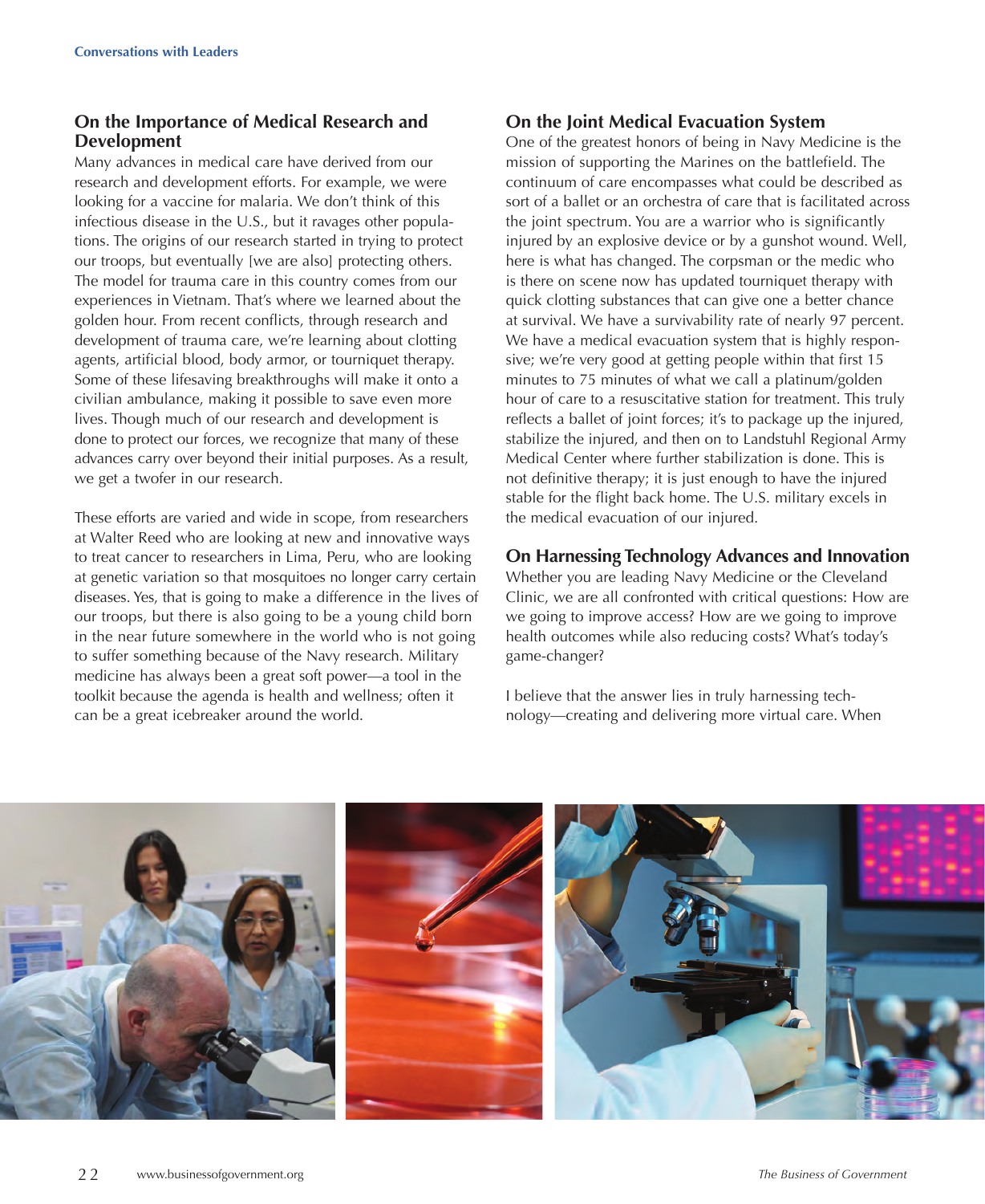## On the Importance of Medical Research and Development

Many advances in medical care have derived from our research and development efforts. For example, we were looking for a vaccine for malaria. We don't think of this infectious disease in the U.S., but it ravages other populations. The origins of our research started in trying to protect our troops, but eventually [we are also] protecting others. The model for trauma care in this country comes from our experiences in Vietnam. That's where we learned about the golden hour. From recent conflicts, through research and development of trauma care, we're learning about clotting agents, artificial blood, body armor, or tourniquet therapy. Some of these lifesaving breakthroughs will make it onto a civilian ambulance, making it possible to save even more lives. Though much of our research and development is done to protect our forces, we recognize that many of these advances carry over beyond their initial purposes. As a result, we get a twofer in our research.

These efforts are varied and wide in scope, from researchers at Walter Reed who are looking at new and innovative ways to treat cancer to researchers in Lima, Peru, who are looking at genetic variation so that mosquitoes no longer carry certain diseases. Yes, that is going to make a difference in the lives of our troops, but there is also going to be a young child born in the near future somewhere in the world who is not going to suffer something because of the Navy research. Military medicine has always been a great soft power—a tool in the toolkit because the agenda is health and wellness; often it can be a great icebreaker around the world.

## On the Joint Medical Evacuation System

One of the greatest honors of being in Navy Medicine is the mission of supporting the Marines on the battlefield. The continuum of care encompasses what could be described as sort of a ballet or an orchestra of care that is facilitated across the joint spectrum. You are a warrior who is significantly injured by an explosive device or by a gunshot wound. Well, here is what has changed. The corpsman or the medic who is there on scene now has updated tourniquet therapy with quick clotting substances that can give one a better chance at survival. We have a survivability rate of nearly 97 percent. We have a medical evacuation system that is highly responsive; we're very good at getting people within that first 15 minutes to 75 minutes of what we call a platinum/golden hour of care to a resuscitative station for treatment. This truly reflects a ballet of joint forces; it's to package up the injured, stabilize the injured, and then on to Landstuhl Regional Army Medical Center where further stabilization is done. This is not definitive therapy; it is just enough to have the injured stable for the flight back home. The U.S. military excels in the medical evacuation of our injured.

## On Harnessing Technology Advances and Innovation

Whether you are leading Navy Medicine or the Cleveland Clinic, we are all confronted with critical questions: How are we going to improve access? How are we going to improve health outcomes while also reducing costs? What's today's game-changer?

I believe that the answer lies in truly harnessing technology—creating and delivering more virtual care. When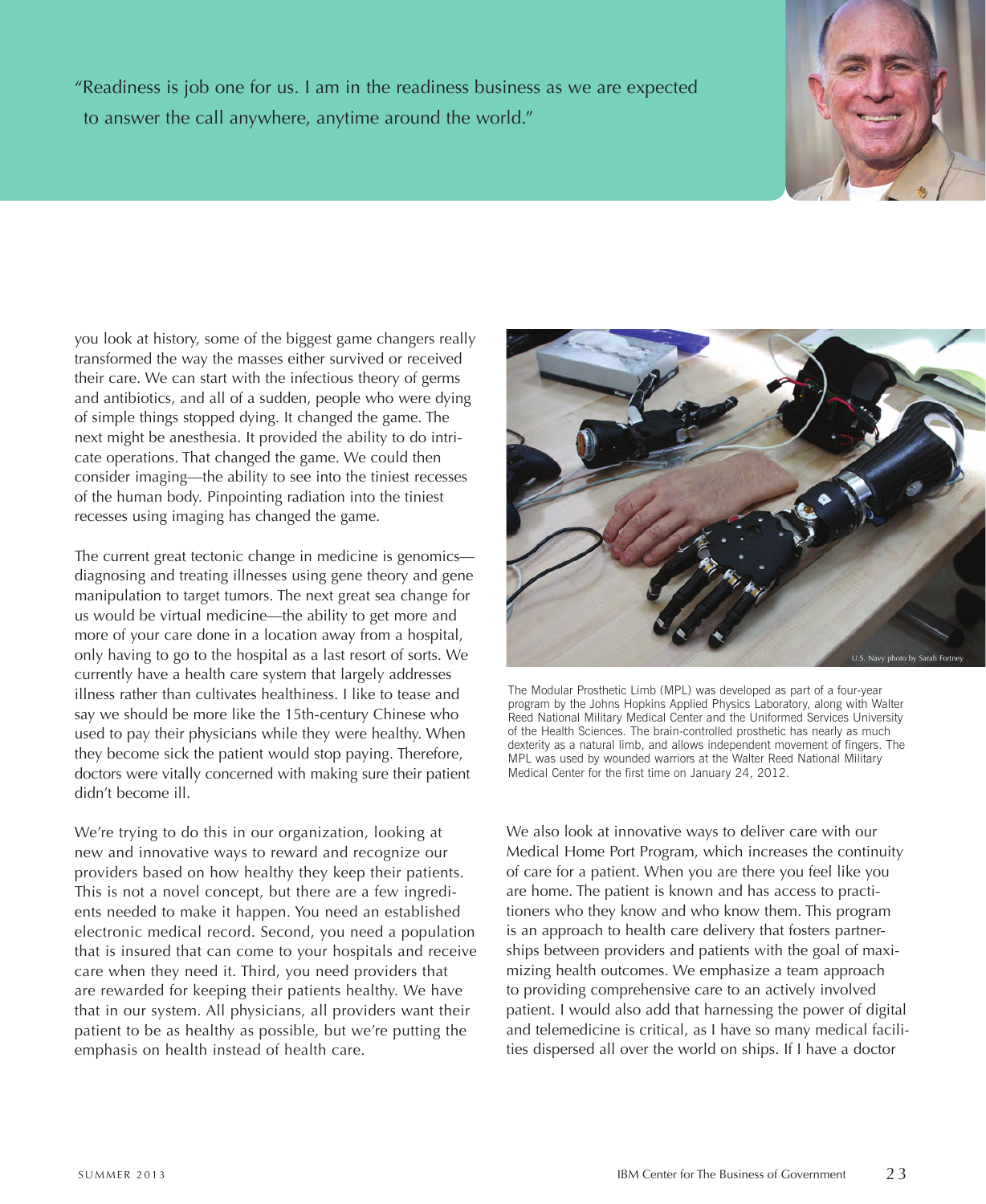"Readiness is job one for us. I am in the readiness business as we are expected to answer the call anywhere, anytime around the world."

you look at history, some of the biggest game changers really transformed the way the masses either survived or received their care. We can start with the infectious theory of germs and antibiotics, and all of a sudden, people who were dying of simple things stopped dying. It changed the game. The next might be anesthesia. It provided the ability to do intricate operations. That changed the game. We could then consider imaging—the ability to see into the tiniest recesses of the human body. Pinpointing radiation into the tiniest recesses using imaging has changed the game.

The current great tectonic change in medicine is genomics—diagnosing and treating illnesses using gene theory and gene manipulation to target tumors. The next great sea change for us would be virtual medicine—the ability to get more and more of your care done in a location away from a hospital, only having to go to the hospital as a last resort of sorts. We currently have a health care system that largely addresses illness rather than cultivates healthiness. I like to tease and say we should be more like the 15th-century Chinese who used to pay their physicians while they were healthy. When they become sick the patient would stop paying. Therefore, doctors were vitally concerned with making sure their patient didn't become ill.

We're trying to do this in our organization, looking at new and innovative ways to reward and recognize our providers based on how healthy they keep their patients. This is not a novel concept, but there are a few ingredients needed to make it happen. You need an established electronic medical record. Second, you need a population that is insured that can come to your hospitals and receive care when they need it. Third, you need providers that are rewarded for keeping their patients healthy. We have that in our system. All physicians, all providers want their patient to be as healthy as possible, but we're putting the emphasis on health instead of health care.

U.S. Navy photo by Sarah Fortney

The Modular Prosthetic Limb (MPL) was developed as part of a four-year program by the Johns Hopkins Applied Physics Laboratory, along with Walter Reed National Military Medical Center and the Uniformed Services University of the Health Sciences. The brain-controlled prosthetic has nearly as much dexterity as a natural limb, and allows independent movement of fingers. The MPL was used by wounded warriors at the Walter Reed National Military Medical Center for the first time on January 24, 2012.

We also look at innovative ways to deliver care with our Medical Home Port Program, which increases the continuity of care for a patient. When you are there you feel like you are home. The patient is known and has access to practitioners who they know and who know them. This program is an approach to health care delivery that fosters partnerships between providers and patients with the goal of maximizing health outcomes. We emphasize a team approach to providing comprehensive care to an actively involved patient. I would also add that harnessing the power of digital and telemedicine is critical, as I have so many medical facilities dispersed all over the world on ships. If I have a doctor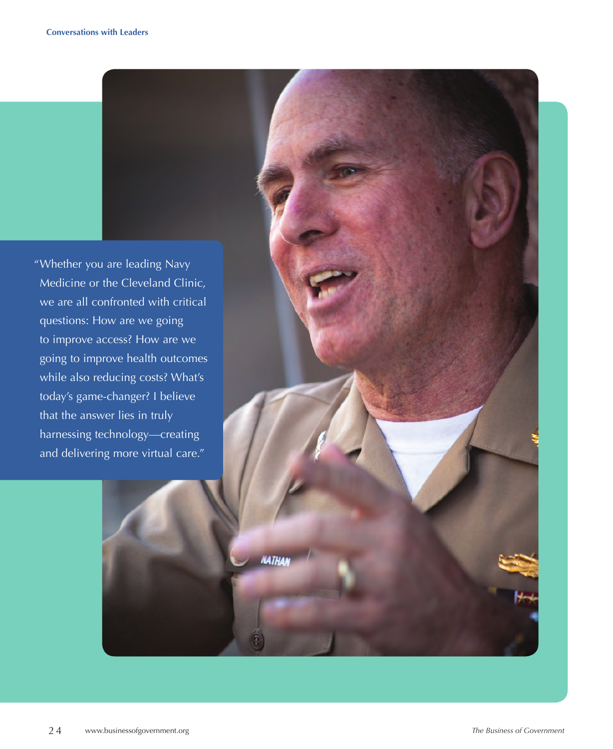"Whether you are leading Navy Medicine or the Cleveland Clinic, we are all confronted with critical questions: How are we going to improve access? How are we going to improve health outcomes while also reducing costs? What's today's game-changer? I believe that the answer lies in truly harnessing technology—creating and delivering more virtual care."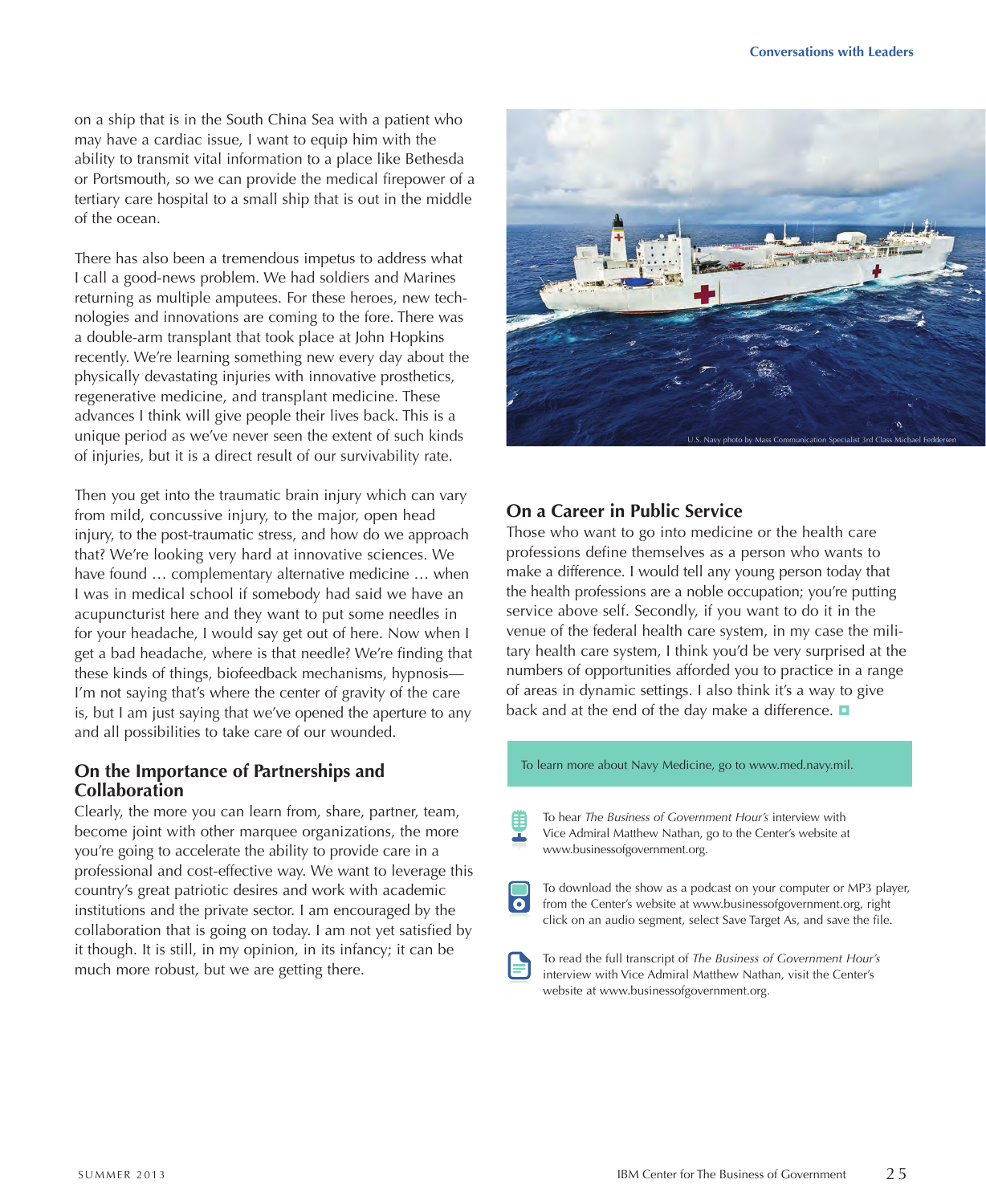on a ship that is in the South China Sea with a patient who may have a cardiac issue, I want to equip him with the ability to transmit vital information to a place like Bethesda or Portsmouth, so we can provide the medical firepower of a tertiary care hospital to a small ship that is out in the middle of the ocean.

There has also been a tremendous impetus to address what I call a good-news problem. We had soldiers and Marines returning as multiple amputees. For these heroes, new technologies and innovations are coming to the fore. There was a double-arm transplant that took place at John Hopkins recently. We're learning something new every day about the physically devastating injuries with innovative prosthetics, regenerative medicine, and transplant medicine. These advances I think will give people their lives back. This is a unique period as we've never seen the extent of such kinds of injuries, but it is a direct result of our survivability rate.

Then you get into the traumatic brain injury which can vary from mild, concussive injury, to the major, open head injury, to the post-traumatic stress, and how do we approach that? We're looking very hard at innovative sciences. We have found … complementary alternative medicine … when I was in medical school if somebody had said we have an acupuncturist here and they want to put some needles in for your headache, I would say get out of here. Now when I get a bad headache, where is that needle? We're finding that these kinds of things, biofeedback mechanisms, hypnosis—I'm not saying that's where the center of gravity of the care is, but I am just saying that we've opened the aperture to any and all possibilities to take care of our wounded.

## On the Importance of Partnerships and Collaboration

Clearly, the more you can learn from, share, partner, team, become joint with other marquee organizations, the more you're going to accelerate the ability to provide care in a professional and cost-effective way. We want to leverage this country's great patriotic desires and work with academic institutions and the private sector. I am encouraged by the collaboration that is going on today. I am not yet satisfied by it though. It is still, in my opinion, in its infancy; it can be much more robust, but we are getting there.

U.S. Navy photo by Mass Communication Specialist 3rd Class Michael Feddersen

## On a Career in Public Service

Those who want to go into medicine or the health care professions define themselves as a person who wants to make a difference. I would tell any young person today that the health professions are a noble occupation; you're putting service above self. Secondly, if you want to do it in the venue of the federal health care system, in my case the military health care system, I think you'd be very surprised at the numbers of opportunities afforded you to practice in a range of areas in dynamic settings. I also think it's a way to give back and at the end of the day make a difference. ■

To learn more about Navy Medicine, go to www.med.navy.mil.

To hear *The Business of Government Hour's* interview with Vice Admiral Matthew Nathan, go to the Center's website at www.businessofgovernment.org.

To download the show as a podcast on your computer or MP3 player, from the Center's website at www.businessofgovernment.org, right click on an audio segment, select Save Target As, and save the file.

To read the full transcript of *The Business of Government Hour's* interview with Vice Admiral Matthew Nathan, visit the Center's website at www.businessofgovernment.org.